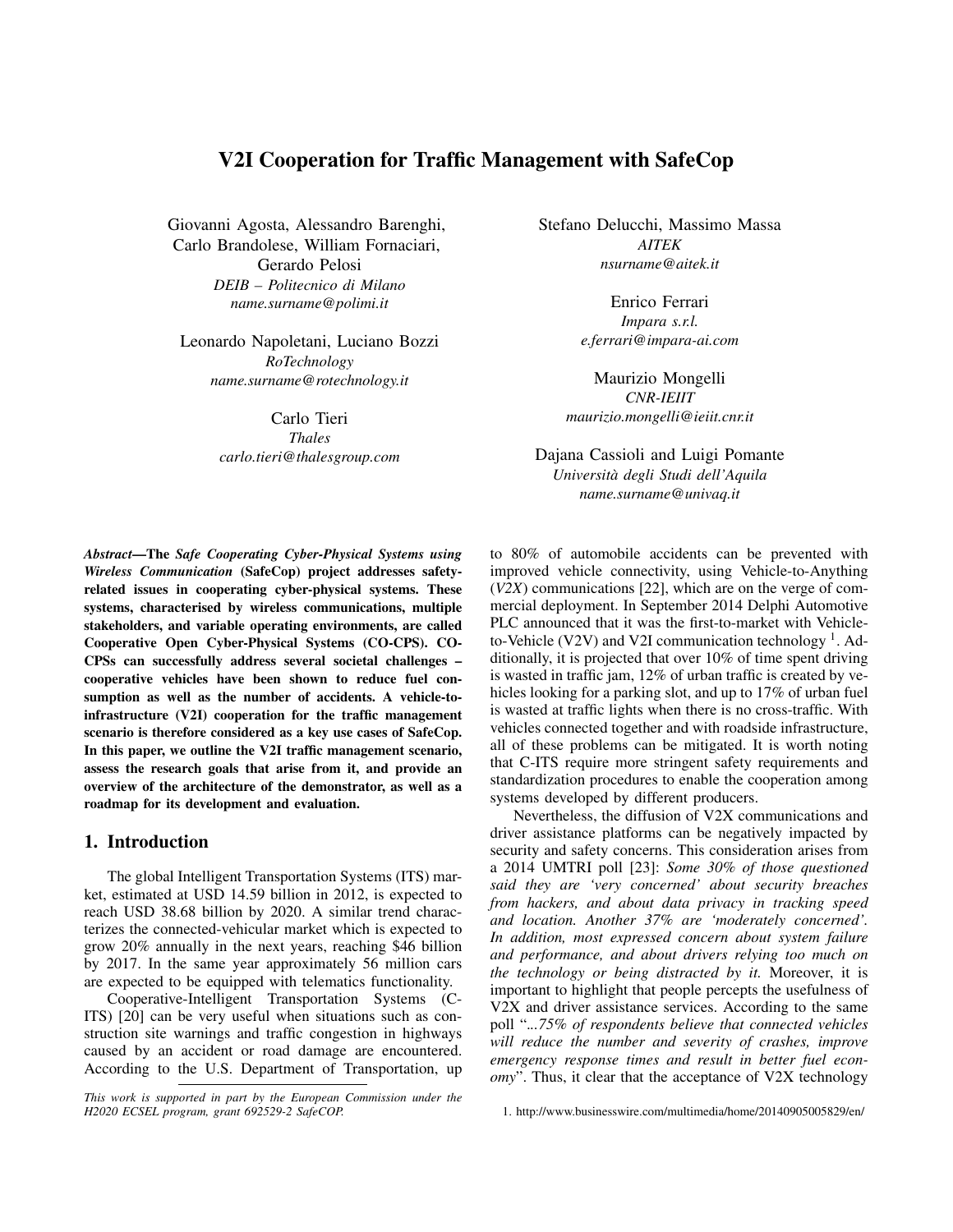# V2I Cooperation for Traffic Management with SafeCop

Giovanni Agosta, Alessandro Barenghi, Carlo Brandolese, William Fornaciari, Gerardo Pelosi
*DEIB – Politecnico di Milano*
*name.surname@polimi.it*

Leonardo Napoletani, Luciano Bozzi
*RoTechnology*
*name.surname@rotechnology.it*

Carlo Tieri
*Thales*
*carlo.tieri@thalesgroup.com*

Stefano Delucchi, Massimo Massa
*AITEK*
*nsurname@aitek.it*

Enrico Ferrari
*Impara s.r.l.*
*e.ferrari@impara-ai.com*

Maurizio Mongelli
*CNR-IEIIT*
*maurizio.mongelli@ieiit.cnr.it*

Dajana Cassioli and Luigi Pomante
*Università degli Studi dell'Aquila*
*name.surname@univaq.it*

***Abstract*—The *Safe Cooperating Cyber-Physical Systems using Wireless Communication* (SafeCop) project addresses safety-related issues in cooperating cyber-physical systems. These systems, characterised by wireless communications, multiple stakeholders, and variable operating environments, are called Cooperative Open Cyber-Physical Systems (CO-CPS). CO-CPSs can successfully address several societal challenges – cooperative vehicles have been shown to reduce fuel consumption as well as the number of accidents. A vehicle-to-infrastructure (V2I) cooperation for the traffic management scenario is therefore considered as a key use cases of SafeCop. In this paper, we outline the V2I traffic management scenario, assess the research goals that arise from it, and provide an overview of the architecture of the demonstrator, as well as a roadmap for its development and evaluation.**

## 1. Introduction

The global Intelligent Transportation Systems (ITS) market, estimated at USD 14.59 billion in 2012, is expected to reach USD 38.68 billion by 2020. A similar trend characterizes the connected-vehicular market which is expected to grow 20% annually in the next years, reaching $46 billion by 2017. In the same year approximately 56 million cars are expected to be equipped with telematics functionality.

Cooperative-Intelligent Transportation Systems (C-ITS) [20] can be very useful when situations such as construction site warnings and traffic congestion in highways caused by an accident or road damage are encountered. According to the U.S. Department of Transportation, up to 80% of automobile accidents can be prevented with improved vehicle connectivity, using Vehicle-to-Anything (*V2X*) communications [22], which are on the verge of commercial deployment. In September 2014 Delphi Automotive PLC announced that it was the first-to-market with Vehicle-to-Vehicle (V2V) and V2I communication technology [1]. Additionally, it is projected that over 10% of time spent driving is wasted in traffic jam, 12% of urban traffic is created by vehicles looking for a parking slot, and up to 17% of urban fuel is wasted at traffic lights when there is no cross-traffic. With vehicles connected together and with roadside infrastructure, all of these problems can be mitigated. It is worth noting that C-ITS require more stringent safety requirements and standardization procedures to enable the cooperation among systems developed by different producers.

Nevertheless, the diffusion of V2X communications and driver assistance platforms can be negatively impacted by security and safety concerns. This consideration arises from a 2014 UMTRI poll [23]: *Some 30% of those questioned said they are 'very concerned' about security breaches from hackers, and about data privacy in tracking speed and location. Another 37% are 'moderately concerned'. In addition, most expressed concern about system failure and performance, and about drivers relying too much on the technology or being distracted by it.* Moreover, it is important to highlight that people percepts the usefulness of V2X and driver assistance services. According to the same poll "*...75% of respondents believe that connected vehicles will reduce the number and severity of crashes, improve emergency response times and result in better fuel economy*". Thus, it clear that the acceptance of V2X technology

*This work is supported in part by the European Commission under the H2020 ECSEL program, grant 692529-2 SafeCOP.*

1. http://www.businesswire.com/multimedia/home/20140905005829/en/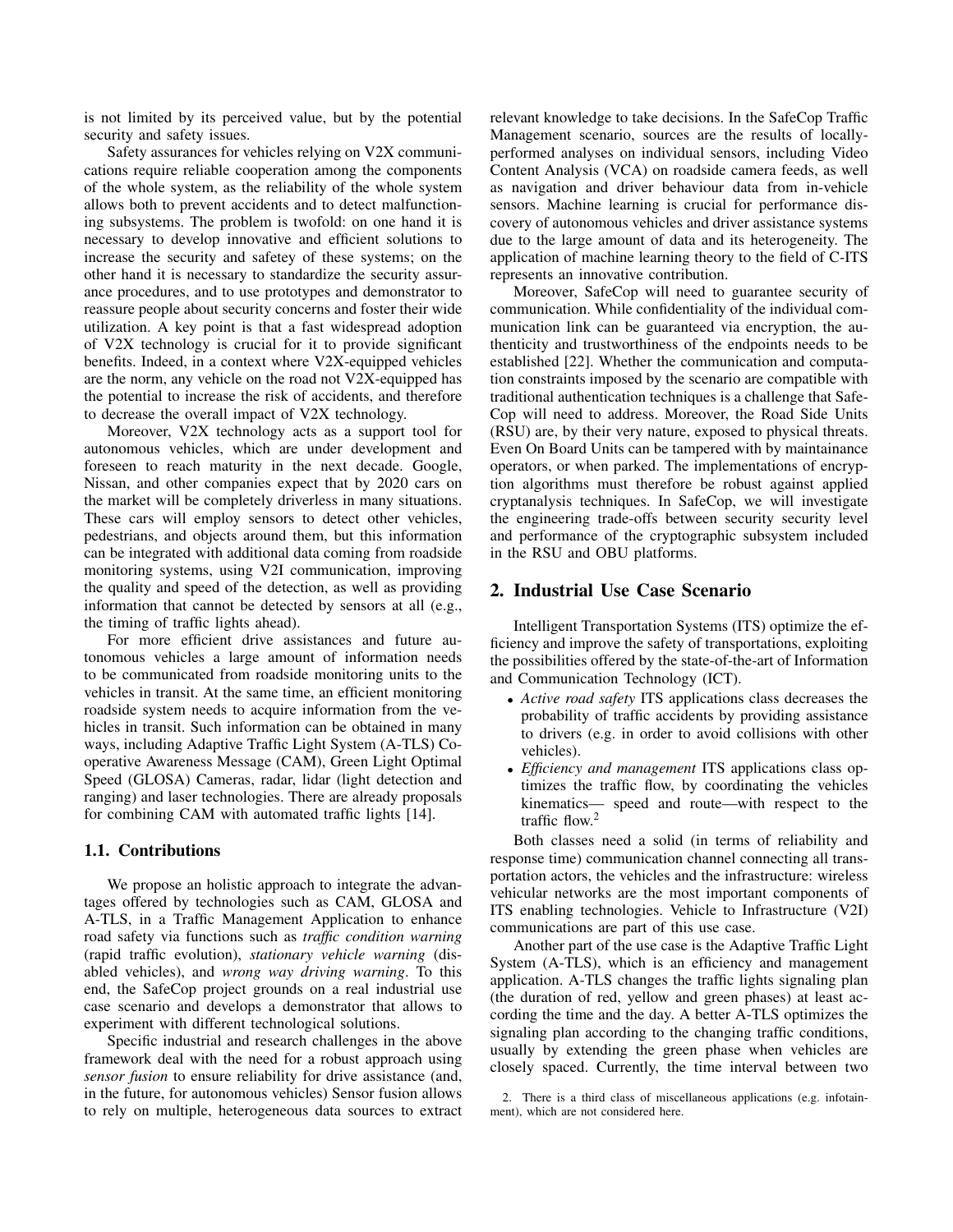is not limited by its perceived value, but by the potential security and safety issues.

Safety assurances for vehicles relying on V2X communications require reliable cooperation among the components of the whole system, as the reliability of the whole system allows both to prevent accidents and to detect malfunctioning subsystems. The problem is twofold: on one hand it is necessary to develop innovative and efficient solutions to increase the security and safetey of these systems; on the other hand it is necessary to standardize the security assurance procedures, and to use prototypes and demonstrator to reassure people about security concerns and foster their wide utilization. A key point is that a fast widespread adoption of V2X technology is crucial for it to provide significant benefits. Indeed, in a context where V2X-equipped vehicles are the norm, any vehicle on the road not V2X-equipped has the potential to increase the risk of accidents, and therefore to decrease the overall impact of V2X technology.

Moreover, V2X technology acts as a support tool for autonomous vehicles, which are under development and foreseen to reach maturity in the next decade. Google, Nissan, and other companies expect that by 2020 cars on the market will be completely driverless in many situations. These cars will employ sensors to detect other vehicles, pedestrians, and objects around them, but this information can be integrated with additional data coming from roadside monitoring systems, using V2I communication, improving the quality and speed of the detection, as well as providing information that cannot be detected by sensors at all (e.g., the timing of traffic lights ahead).

For more efficient drive assistances and future autonomous vehicles a large amount of information needs to be communicated from roadside monitoring units to the vehicles in transit. At the same time, an efficient monitoring roadside system needs to acquire information from the vehicles in transit. Such information can be obtained in many ways, including Adaptive Traffic Light System (A-TLS) Cooperative Awareness Message (CAM), Green Light Optimal Speed (GLOSA) Cameras, radar, lidar (light detection and ranging) and laser technologies. There are already proposals for combining CAM with automated traffic lights [14].

### 1.1. Contributions

We propose an holistic approach to integrate the advantages offered by technologies such as CAM, GLOSA and A-TLS, in a Traffic Management Application to enhance road safety via functions such as *traffic condition warning* (rapid traffic evolution), *stationary vehicle warning* (disabled vehicles), and *wrong way driving warning*. To this end, the SafeCop project grounds on a real industrial use case scenario and develops a demonstrator that allows to experiment with different technological solutions.

Specific industrial and research challenges in the above framework deal with the need for a robust approach using *sensor fusion* to ensure reliability for drive assistance (and, in the future, for autonomous vehicles) Sensor fusion allows to rely on multiple, heterogeneous data sources to extract relevant knowledge to take decisions. In the SafeCop Traffic Management scenario, sources are the results of locally-performed analyses on individual sensors, including Video Content Analysis (VCA) on roadside camera feeds, as well as navigation and driver behaviour data from in-vehicle sensors. Machine learning is crucial for performance discovery of autonomous vehicles and driver assistance systems due to the large amount of data and its heterogeneity. The application of machine learning theory to the field of C-ITS represents an innovative contribution.

Moreover, SafeCop will need to guarantee security of communication. While confidentiality of the individual communication link can be guaranteed via encryption, the authenticity and trustworthiness of the endpoints needs to be established [22]. Whether the communication and computation constraints imposed by the scenario are compatible with traditional authentication techniques is a challenge that SafeCop will need to address. Moreover, the Road Side Units (RSU) are, by their very nature, exposed to physical threats. Even On Board Units can be tampered with by maintainance operators, or when parked. The implementations of encryption algorithms must therefore be robust against applied cryptanalysis techniques. In SafeCop, we will investigate the engineering trade-offs between security security level and performance of the cryptographic subsystem included in the RSU and OBU platforms.

## 2. Industrial Use Case Scenario

Intelligent Transportation Systems (ITS) optimize the efficiency and improve the safety of transportations, exploiting the possibilities offered by the state-of-the-art of Information and Communication Technology (ICT).

- *Active road safety* ITS applications class decreases the probability of traffic accidents by providing assistance to drivers (e.g. in order to avoid collisions with other vehicles).
- *Efficiency and management* ITS applications class optimizes the traffic flow, by coordinating the vehicles kinematics— speed and route—with respect to the traffic flow.[2]

Both classes need a solid (in terms of reliability and response time) communication channel connecting all transportation actors, the vehicles and the infrastructure: wireless vehicular networks are the most important components of ITS enabling technologies. Vehicle to Infrastructure (V2I) communications are part of this use case.

Another part of the use case is the Adaptive Traffic Light System (A-TLS), which is an efficiency and management application. A-TLS changes the traffic lights signaling plan (the duration of red, yellow and green phases) at least according the time and the day. A better A-TLS optimizes the signaling plan according to the changing traffic conditions, usually by extending the green phase when vehicles are closely spaced. Currently, the time interval between two

2. There is a third class of miscellaneous applications (e.g. infotainment), which are not considered here.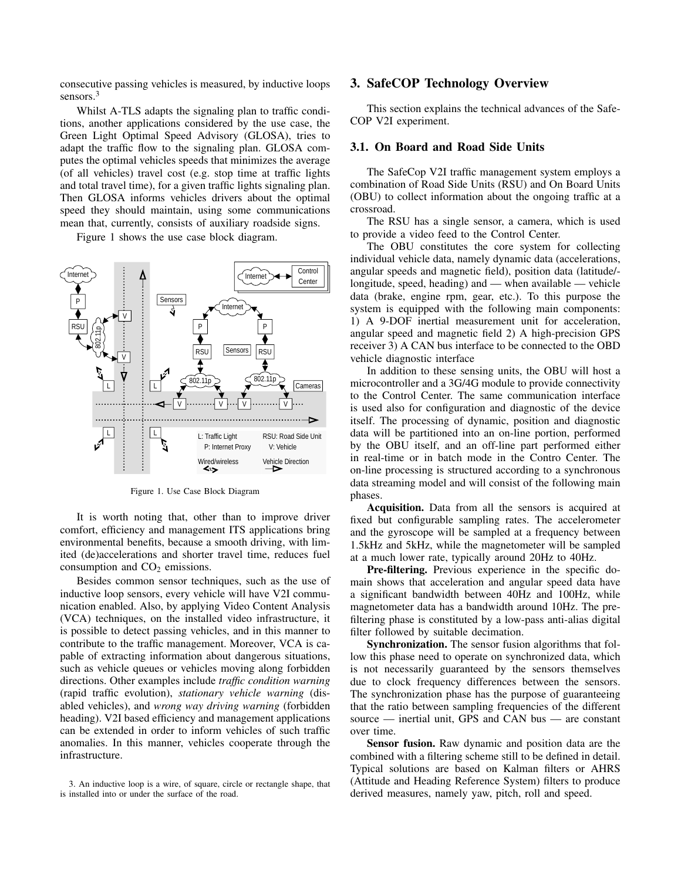consecutive passing vehicles is measured, by inductive loops sensors.[3]

Whilst A-TLS adapts the signaling plan to traffic conditions, another applications considered by the use case, the Green Light Optimal Speed Advisory (GLOSA), tries to adapt the traffic flow to the signaling plan. GLOSA computes the optimal vehicles speeds that minimizes the average (of all vehicles) travel cost (e.g. stop time at traffic lights and total travel time), for a given traffic lights signaling plan. Then GLOSA informs vehicles drivers about the optimal speed they should maintain, using some communications mean that, currently, consists of auxiliary roadside signs.

Figure 1 shows the use case block diagram.

Figure 1. Use Case Block Diagram

It is worth noting that, other than to improve driver comfort, efficiency and management ITS applications bring environmental benefits, because a smooth driving, with limited (de)accelerations and shorter travel time, reduces fuel consumption and $CO_2$ emissions.

Besides common sensor techniques, such as the use of inductive loop sensors, every vehicle will have V2I communication enabled. Also, by applying Video Content Analysis (VCA) techniques, on the installed video infrastructure, it is possible to detect passing vehicles, and in this manner to contribute to the traffic management. Moreover, VCA is capable of extracting information about dangerous situations, such as vehicle queues or vehicles moving along forbidden directions. Other examples include *traffic condition warning* (rapid traffic evolution), *stationary vehicle warning* (disabled vehicles), and *wrong way driving warning* (forbidden heading). V2I based efficiency and management applications can be extended in order to inform vehicles of such traffic anomalies. In this manner, vehicles cooperate through the infrastructure.

3. An inductive loop is a wire, of square, circle or rectangle shape, that is installed into or under the surface of the road.

## 3. SafeCOP Technology Overview

This section explains the technical advances of the SafeCOP V2I experiment.

### 3.1. On Board and Road Side Units

The SafeCop V2I traffic management system employs a combination of Road Side Units (RSU) and On Board Units (OBU) to collect information about the ongoing traffic at a crossroad.

The RSU has a single sensor, a camera, which is used to provide a video feed to the Control Center.

The OBU constitutes the core system for collecting individual vehicle data, namely dynamic data (accelerations, angular speeds and magnetic field), position data (latitude/-longitude, speed, heading) and — when available — vehicle data (brake, engine rpm, gear, etc.). To this purpose the system is equipped with the following main components: 1) A 9-DOF inertial measurement unit for acceleration, angular speed and magnetic field 2) A high-precision GPS receiver 3) A CAN bus interface to be connected to the OBD vehicle diagnostic interface

In addition to these sensing units, the OBU will host a microcontroller and a 3G/4G module to provide connectivity to the Control Center. The same communication interface is used also for configuration and diagnostic of the device itself. The processing of dynamic, position and diagnostic data will be partitioned into an on-line portion, performed by the OBU itself, and an off-line part performed either in real-time or in batch mode in the Contro Center. The on-line processing is structured according to a synchronous data streaming model and will consist of the following main phases.

**Acquisition.** Data from all the sensors is acquired at fixed but configurable sampling rates. The accelerometer and the gyroscope will be sampled at a frequency between 1.5kHz and 5kHz, while the magnetometer will be sampled at a much lower rate, typically around 20Hz to 40Hz.

**Pre-filtering.** Previous experience in the specific domain shows that acceleration and angular speed data have a significant bandwidth between 40Hz and 100Hz, while magnetometer data has a bandwidth around 10Hz. The pre-filtering phase is constituted by a low-pass anti-alias digital filter followed by suitable decimation.

**Synchronization.** The sensor fusion algorithms that follow this phase need to operate on synchronized data, which is not necessarily guaranteed by the sensors themselves due to clock frequency differences between the sensors. The synchronization phase has the purpose of guaranteeing that the ratio between sampling frequencies of the different source — inertial unit, GPS and CAN bus — are constant over time.

**Sensor fusion.** Raw dynamic and position data are the combined with a filtering scheme still to be defined in detail. Typical solutions are based on Kalman filters or AHRS (Attitude and Heading Reference System) filters to produce derived measures, namely yaw, pitch, roll and speed.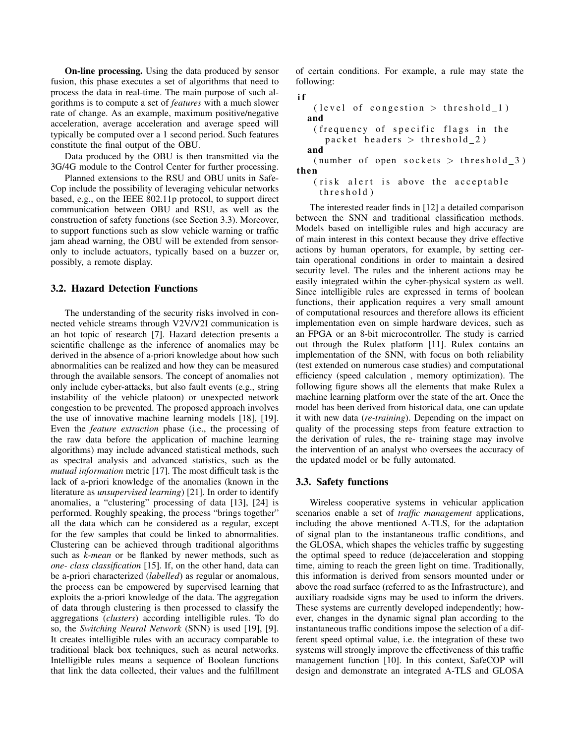**On-line processing.** Using the data produced by sensor fusion, this phase executes a set of algorithms that need to process the data in real-time. The main purpose of such algorithms is to compute a set of *features* with a much slower rate of change. As an example, maximum positive/negative acceleration, average acceleration and average speed will typically be computed over a 1 second period. Such features constitute the final output of the OBU.

Data produced by the OBU is then transmitted via the 3G/4G module to the Control Center for further processing.

Planned extensions to the RSU and OBU units in SafeCop include the possibility of leveraging vehicular networks based, e.g., on the IEEE 802.11p protocol, to support direct communication between OBU and RSU, as well as the construction of safety functions (see Section 3.3). Moreover, to support functions such as slow vehicle warning or traffic jam ahead warning, the OBU will be extended from sensor-only to include actuators, typically based on a buzzer or, possibly, a remote display.

### 3.2. Hazard Detection Functions

The understanding of the security risks involved in connected vehicle streams through V2V/V2I communication is an hot topic of research [7]. Hazard detection presents a scientific challenge as the inference of anomalies may be derived in the absence of a-priori knowledge about how such abnormalities can be realized and how they can be measured through the available sensors. The concept of anomalies not only include cyber-attacks, but also fault events (e.g., string instability of the vehicle platoon) or unexpected network congestion to be prevented. The proposed approach involves the use of innovative machine learning models [18], [19]. Even the *feature extraction* phase (i.e., the processing of the raw data before the application of machine learning algorithms) may include advanced statistical methods, such as spectral analysis and advanced statistics, such as the *mutual information* metric [17]. The most difficult task is the lack of a-priori knowledge of the anomalies (known in the literature as *unsupervised learning*) [21]. In order to identify anomalies, a "clustering" processing of data [13], [24] is performed. Roughly speaking, the process "brings together" all the data which can be considered as a regular, except for the few samples that could be linked to abnormalities. Clustering can be achieved through traditional algorithms such as *k-mean* or be flanked by newer methods, such as *one- class classification* [15]. If, on the other hand, data can be a-priori characterized (*labelled*) as regular or anomalous, the process can be empowered by supervised learning that exploits the a-priori knowledge of the data. The aggregation of data through clustering is then processed to classify the aggregations (*clusters*) according intelligible rules. To do so, the *Switching Neural Network* (SNN) is used [19], [9]. It creates intelligible rules with an accuracy comparable to traditional black box techniques, such as neural networks. Intelligible rules means a sequence of Boolean functions that link the data collected, their values and the fulfillment of certain conditions. For example, a rule may state the following:

```
if
    (level of congestion > threshold_1)
  and
    (frequency of specific flags in the
      packet headers > threshold_2)
  and
    (number of open sockets > threshold_3)
then
    (risk alert is above the acceptable
     threshold)
```

The interested reader finds in [12] a detailed comparison between the SNN and traditional classification methods. Models based on intelligible rules and high accuracy are of main interest in this context because they drive effective actions by human operators, for example, by setting certain operational conditions in order to maintain a desired security level. The rules and the inherent actions may be easily integrated within the cyber-physical system as well. Since intelligible rules are expressed in terms of boolean functions, their application requires a very small amount of computational resources and therefore allows its efficient implementation even on simple hardware devices, such as an FPGA or an 8-bit microcontroller. The study is carried out through the Rulex platform [11]. Rulex contains an implementation of the SNN, with focus on both reliability (test extended on numerous case studies) and computational efficiency (speed calculation , memory optimization). The following figure shows all the elements that make Rulex a machine learning platform over the state of the art. Once the model has been derived from historical data, one can update it with new data (*re-training*). Depending on the impact on quality of the processing steps from feature extraction to the derivation of rules, the re- training stage may involve the intervention of an analyst who oversees the accuracy of the updated model or be fully automated.

### 3.3. Safety functions

Wireless cooperative systems in vehicular application scenarios enable a set of *traffic management* applications, including the above mentioned A-TLS, for the adaptation of signal plan to the instantaneous traffic conditions, and the GLOSA, which shapes the vehicles traffic by suggesting the optimal speed to reduce (de)acceleration and stopping time, aiming to reach the green light on time. Traditionally, this information is derived from sensors mounted under or above the road surface (referred to as the Infrastructure), and auxiliary roadside signs may be used to inform the drivers. These systems are currently developed independently; however, changes in the dynamic signal plan according to the instantaneous traffic conditions impose the selection of a different speed optimal value, i.e. the integration of these two systems will strongly improve the effectiveness of this traffic management function [10]. In this context, SafeCOP will design and demonstrate an integrated A-TLS and GLOSA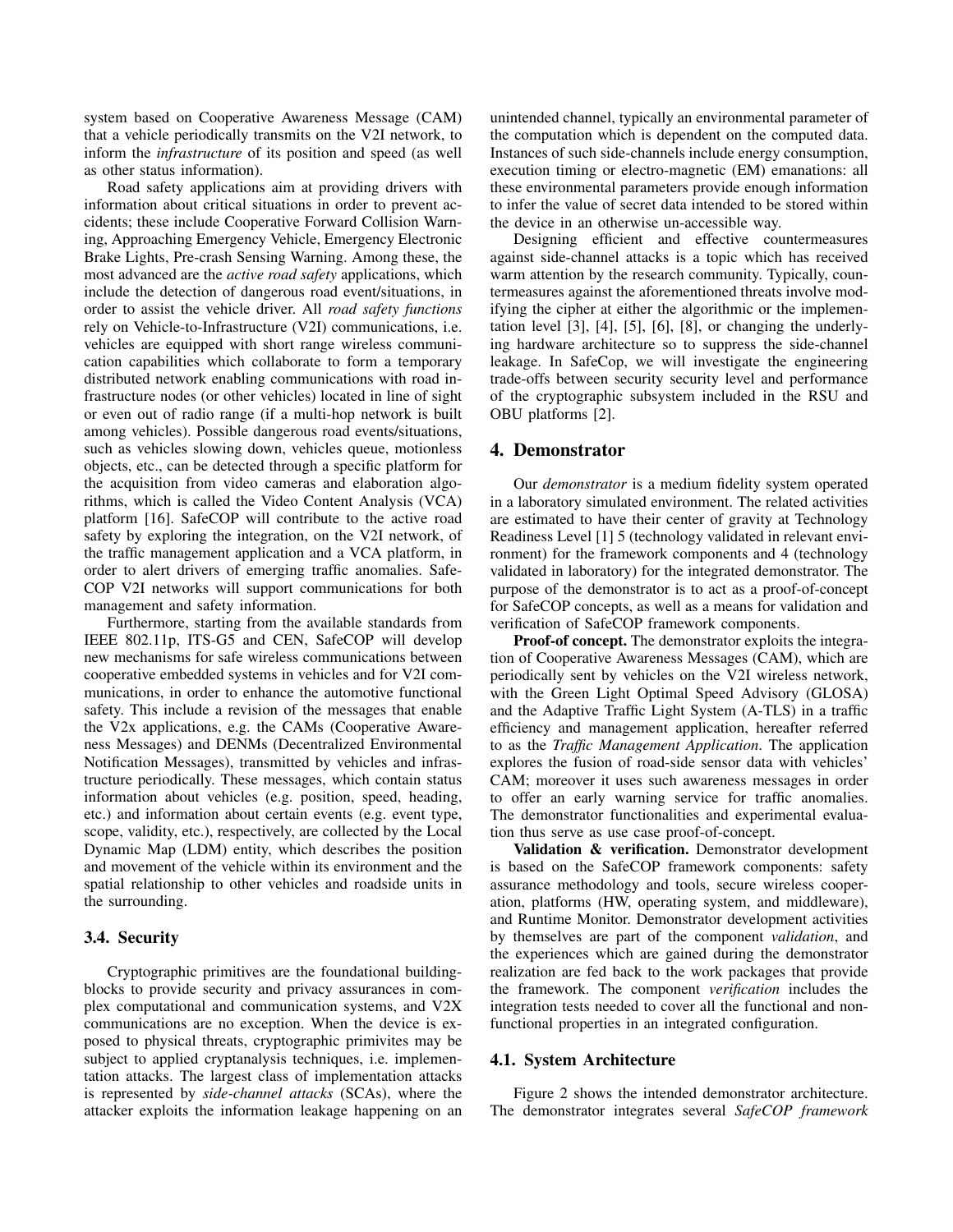system based on Cooperative Awareness Message (CAM) that a vehicle periodically transmits on the V2I network, to inform the *infrastructure* of its position and speed (as well as other status information).

Road safety applications aim at providing drivers with information about critical situations in order to prevent accidents; these include Cooperative Forward Collision Warning, Approaching Emergency Vehicle, Emergency Electronic Brake Lights, Pre-crash Sensing Warning. Among these, the most advanced are the *active road safety* applications, which include the detection of dangerous road event/situations, in order to assist the vehicle driver. All *road safety functions* rely on Vehicle-to-Infrastructure (V2I) communications, i.e. vehicles are equipped with short range wireless communication capabilities which collaborate to form a temporary distributed network enabling communications with road infrastructure nodes (or other vehicles) located in line of sight or even out of radio range (if a multi-hop network is built among vehicles). Possible dangerous road events/situations, such as vehicles slowing down, vehicles queue, motionless objects, etc., can be detected through a specific platform for the acquisition from video cameras and elaboration algorithms, which is called the Video Content Analysis (VCA) platform [16]. SafeCOP will contribute to the active road safety by exploring the integration, on the V2I network, of the traffic management application and a VCA platform, in order to alert drivers of emerging traffic anomalies. SafeCOP V2I networks will support communications for both management and safety information.

Furthermore, starting from the available standards from IEEE 802.11p, ITS-G5 and CEN, SafeCOP will develop new mechanisms for safe wireless communications between cooperative embedded systems in vehicles and for V2I communications, in order to enhance the automotive functional safety. This include a revision of the messages that enable the V2x applications, e.g. the CAMs (Cooperative Awareness Messages) and DENMs (Decentralized Environmental Notification Messages), transmitted by vehicles and infrastructure periodically. These messages, which contain status information about vehicles (e.g. position, speed, heading, etc.) and information about certain events (e.g. event type, scope, validity, etc.), respectively, are collected by the Local Dynamic Map (LDM) entity, which describes the position and movement of the vehicle within its environment and the spatial relationship to other vehicles and roadside units in the surrounding.

### 3.4. Security

Cryptographic primitives are the foundational building-blocks to provide security and privacy assurances in complex computational and communication systems, and V2X communications are no exception. When the device is exposed to physical threats, cryptographic primitives may be subject to applied cryptanalysis techniques, i.e. implementation attacks. The largest class of implementation attacks is represented by *side-channel attacks* (SCAs), where the attacker exploits the information leakage happening on an unintended channel, typically an environmental parameter of the computation which is dependent on the computed data. Instances of such side-channels include energy consumption, execution timing or electro-magnetic (EM) emanations: all these environmental parameters provide enough information to infer the value of secret data intended to be stored within the device in an otherwise un-accessible way.

Designing efficient and effective countermeasures against side-channel attacks is a topic which has received warm attention by the research community. Typically, countermeasures against the aforementioned threats involve modifying the cipher at either the algorithmic or the implementation level [3], [4], [5], [6], [8], or changing the underlying hardware architecture so to suppress the side-channel leakage. In SafeCop, we will investigate the engineering trade-offs between security security level and performance of the cryptographic subsystem included in the RSU and OBU platforms [2].

## 4. Demonstrator

Our *demonstrator* is a medium fidelity system operated in a laboratory simulated environment. The related activities are estimated to have their center of gravity at Technology Readiness Level [1] 5 (technology validated in relevant environment) for the framework components and 4 (technology validated in laboratory) for the integrated demonstrator. The purpose of the demonstrator is to act as a proof-of-concept for SafeCOP concepts, as well as a means for validation and verification of SafeCOP framework components.

**Proof-of concept.** The demonstrator exploits the integration of Cooperative Awareness Messages (CAM), which are periodically sent by vehicles on the V2I wireless network, with the Green Light Optimal Speed Advisory (GLOSA) and the Adaptive Traffic Light System (A-TLS) in a traffic efficiency and management application, hereafter referred to as the *Traffic Management Application*. The application explores the fusion of road-side sensor data with vehicles' CAM; moreover it uses such awareness messages in order to offer an early warning service for traffic anomalies. The demonstrator functionalities and experimental evaluation thus serve as use case proof-of-concept.

**Validation & verification.** Demonstrator development is based on the SafeCOP framework components: safety assurance methodology and tools, secure wireless cooperation, platforms (HW, operating system, and middleware), and Runtime Monitor. Demonstrator development activities by themselves are part of the component *validation*, and the experiences which are gained during the demonstrator realization are fed back to the work packages that provide the framework. The component *verification* includes the integration tests needed to cover all the functional and non-functional properties in an integrated configuration.

### 4.1. System Architecture

Figure 2 shows the intended demonstrator architecture. The demonstrator integrates several *SafeCOP framework*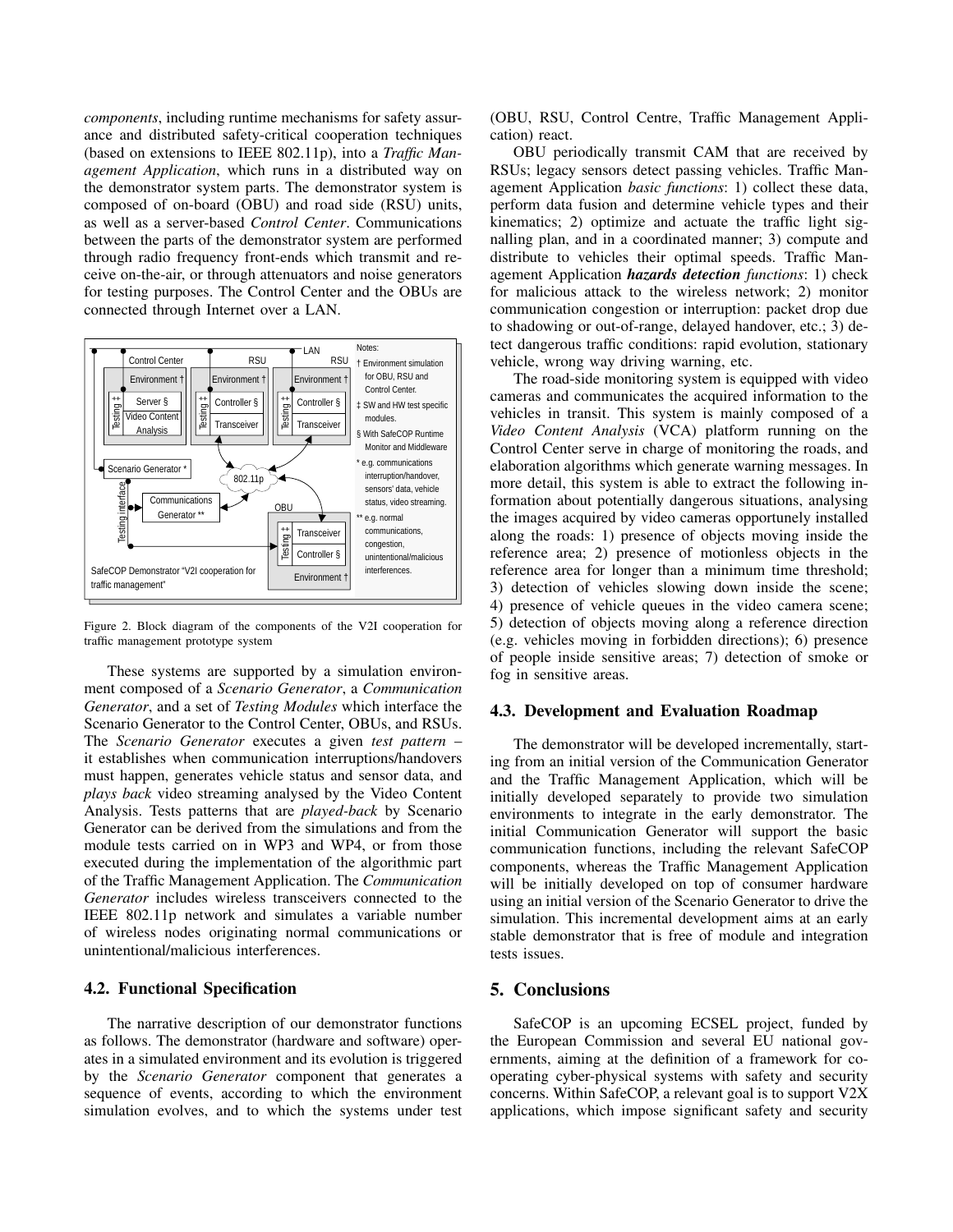*components*, including runtime mechanisms for safety assurance and distributed safety-critical cooperation techniques (based on extensions to IEEE 802.11p), into a *Traffic Management Application*, which runs in a distributed way on the demonstrator system parts. The demonstrator system is composed of on-board (OBU) and road side (RSU) units, as well as a server-based *Control Center*. Communications between the parts of the demonstrator system are performed through radio frequency front-ends which transmit and receive on-the-air, or through attenuators and noise generators for testing purposes. The Control Center and the OBUs are connected through Internet over a LAN.

Figure 2. Block diagram of the components of the V2I cooperation for traffic management prototype system

These systems are supported by a simulation environment composed of a *Scenario Generator*, a *Communication Generator*, and a set of *Testing Modules* which interface the Scenario Generator to the Control Center, OBUs, and RSUs. The *Scenario Generator* executes a given *test pattern* – it establishes when communication interruptions/handovers must happen, generates vehicle status and sensor data, and *plays back* video streaming analysed by the Video Content Analysis. Tests patterns that are *played-back* by Scenario Generator can be derived from the simulations and from the module tests carried on in WP3 and WP4, or from those executed during the implementation of the algorithmic part of the Traffic Management Application. The *Communication Generator* includes wireless transceivers connected to the IEEE 802.11p network and simulates a variable number of wireless nodes originating normal communications or unintentional/malicious interferences.

### 4.2. Functional Specification

The narrative description of our demonstrator functions as follows. The demonstrator (hardware and software) operates in a simulated environment and its evolution is triggered by the *Scenario Generator* component that generates a sequence of events, according to which the environment simulation evolves, and to which the systems under test (OBU, RSU, Control Centre, Traffic Management Application) react.

OBU periodically transmit CAM that are received by RSUs; legacy sensors detect passing vehicles. Traffic Management Application *basic functions*: 1) collect these data, perform data fusion and determine vehicle types and their kinematics; 2) optimize and actuate the traffic light signalling plan, and in a coordinated manner; 3) compute and distribute to vehicles their optimal speeds. Traffic Management Application ***hazards detection*** *functions*: 1) check for malicious attack to the wireless network; 2) monitor communication congestion or interruption: packet drop due to shadowing or out-of-range, delayed handover, etc.; 3) detect dangerous traffic conditions: rapid evolution, stationary vehicle, wrong way driving warning, etc.

The road-side monitoring system is equipped with video cameras and communicates the acquired information to the vehicles in transit. This system is mainly composed of a *Video Content Analysis* (VCA) platform running on the Control Center serve in charge of monitoring the roads, and elaboration algorithms which generate warning messages. In more detail, this system is able to extract the following information about potentially dangerous situations, analysing the images acquired by video cameras opportunely installed along the roads: 1) presence of objects moving inside the reference area; 2) presence of motionless objects in the reference area for longer than a minimum time threshold; 3) detection of vehicles slowing down inside the scene; 4) presence of vehicle queues in the video camera scene; 5) detection of objects moving along a reference direction (e.g. vehicles moving in forbidden directions); 6) presence of people inside sensitive areas; 7) detection of smoke or fog in sensitive areas.

### 4.3. Development and Evaluation Roadmap

The demonstrator will be developed incrementally, starting from an initial version of the Communication Generator and the Traffic Management Application, which will be initially developed separately to provide two simulation environments to integrate in the early demonstrator. The initial Communication Generator will support the basic communication functions, including the relevant SafeCOP components, whereas the Traffic Management Application will be initially developed on top of consumer hardware using an initial version of the Scenario Generator to drive the simulation. This incremental development aims at an early stable demonstrator that is free of module and integration tests issues.

## 5. Conclusions

SafeCOP is an upcoming ECSEL project, funded by the European Commission and several EU national governments, aiming at the definition of a framework for cooperating cyber-physical systems with safety and security concerns. Within SafeCOP, a relevant goal is to support V2X applications, which impose significant safety and security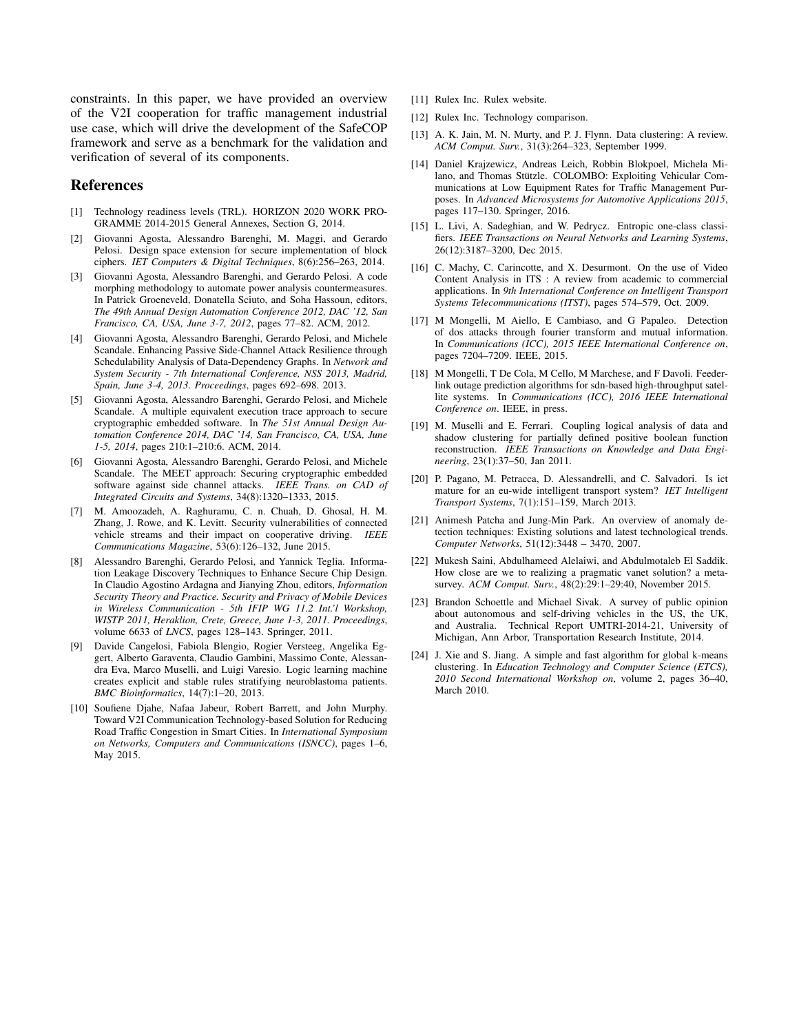constraints. In this paper, we have provided an overview of the V2I cooperation for traffic management industrial use case, which will drive the development of the SafeCOP framework and serve as a benchmark for the validation and verification of several of its components.

## References

[1] Technology readiness levels (TRL). HORIZON 2020 WORK PROGRAMME 2014-2015 General Annexes, Section G, 2014.

[2] Giovanni Agosta, Alessandro Barenghi, M. Maggi, and Gerardo Pelosi. Design space extension for secure implementation of block ciphers. *IET Computers & Digital Techniques*, 8(6):256–263, 2014.

[3] Giovanni Agosta, Alessandro Barenghi, and Gerardo Pelosi. A code morphing methodology to automate power analysis countermeasures. In Patrick Groeneveld, Donatella Sciuto, and Soha Hassoun, editors, *The 49th Annual Design Automation Conference 2012, DAC '12, San Francisco, CA, USA, June 3-7, 2012*, pages 77–82. ACM, 2012.

[4] Giovanni Agosta, Alessandro Barenghi, Gerardo Pelosi, and Michele Scandale. Enhancing Passive Side-Channel Attack Resilience through Schedulability Analysis of Data-Dependency Graphs. In *Network and System Security - 7th International Conference, NSS 2013, Madrid, Spain, June 3-4, 2013. Proceedings*, pages 692–698. 2013.

[5] Giovanni Agosta, Alessandro Barenghi, Gerardo Pelosi, and Michele Scandale. A multiple equivalent execution trace approach to secure cryptographic embedded software. In *The 51st Annual Design Automation Conference 2014, DAC '14, San Francisco, CA, USA, June 1-5, 2014*, pages 210:1–210:6. ACM, 2014.

[6] Giovanni Agosta, Alessandro Barenghi, Gerardo Pelosi, and Michele Scandale. The MEET approach: Securing cryptographic embedded software against side channel attacks. *IEEE Trans. on CAD of Integrated Circuits and Systems*, 34(8):1320–1333, 2015.

[7] M. Amoozadeh, A. Raghuramu, C. n. Chuah, D. Ghosal, H. M. Zhang, J. Rowe, and K. Levitt. Security vulnerabilities of connected vehicle streams and their impact on cooperative driving. *IEEE Communications Magazine*, 53(6):126–132, June 2015.

[8] Alessandro Barenghi, Gerardo Pelosi, and Yannick Teglia. Information Leakage Discovery Techniques to Enhance Secure Chip Design. In Claudio Agostino Ardagna and Jianying Zhou, editors, *Information Security Theory and Practice. Security and Privacy of Mobile Devices in Wireless Communication - 5th IFIP WG 11.2 Int.'l Workshop, WISTP 2011, Heraklion, Crete, Greece, June 1-3, 2011. Proceedings*, volume 6633 of *LNCS*, pages 128–143. Springer, 2011.

[9] Davide Cangelosi, Fabiola Blengio, Rogier Versteeg, Angelika Eggert, Alberto Garaventa, Claudio Gambini, Massimo Conte, Alessandra Eva, Marco Muselli, and Luigi Varesio. Logic learning machine creates explicit and stable rules stratifying neuroblastoma patients. *BMC Bioinformatics*, 14(7):1–20, 2013.

[10] Soufiene Djahe, Nafaa Jabeur, Robert Barrett, and John Murphy. Toward V2I Communication Technology-based Solution for Reducing Road Traffic Congestion in Smart Cities. In *International Symposium on Networks, Computers and Communications (ISNCC)*, pages 1–6, May 2015.

[11] Rulex Inc. Rulex website.

[12] Rulex Inc. Technology comparison.

[13] A. K. Jain, M. N. Murty, and P. J. Flynn. Data clustering: A review. *ACM Comput. Surv.*, 31(3):264–323, September 1999.

[14] Daniel Krajzewicz, Andreas Leich, Robbin Blokpoel, Michela Milano, and Thomas Stützle. COLOMBO: Exploiting Vehicular Communications at Low Equipment Rates for Traffic Management Purposes. In *Advanced Microsystems for Automotive Applications 2015*, pages 117–130. Springer, 2016.

[15] L. Livi, A. Sadeghian, and W. Pedrycz. Entropic one-class classifiers. *IEEE Transactions on Neural Networks and Learning Systems*, 26(12):3187–3200, Dec 2015.

[16] C. Machy, C. Carincotte, and X. Desurmont. On the use of Video Content Analysis in ITS : A review from academic to commercial applications. In *9th International Conference on Intelligent Transport Systems Telecommunications (ITST)*, pages 574–579, Oct. 2009.

[17] M Mongelli, M Aiello, E Cambiaso, and G Papaleo. Detection of dos attacks through fourier transform and mutual information. In *Communications (ICC), 2015 IEEE International Conference on*, pages 7204–7209. IEEE, 2015.

[18] M Mongelli, T De Cola, M Cello, M Marchese, and F Davoli. Feeder-link outage prediction algorithms for sdn-based high-throughput satellite systems. In *Communications (ICC), 2016 IEEE International Conference on*. IEEE, in press.

[19] M. Muselli and E. Ferrari. Coupling logical analysis of data and shadow clustering for partially defined positive boolean function reconstruction. *IEEE Transactions on Knowledge and Data Engineering*, 23(1):37–50, Jan 2011.

[20] P. Pagano, M. Petracca, D. Alessandrelli, and C. Salvadori. Is ict mature for an eu-wide intelligent transport system? *IET Intelligent Transport Systems*, 7(1):151–159, March 2013.

[21] Animesh Patcha and Jung-Min Park. An overview of anomaly detection techniques: Existing solutions and latest technological trends. *Computer Networks*, 51(12):3448 – 3470, 2007.

[22] Mukesh Saini, Abdulhameed Alelaiwi, and Abdulmotaleb El Saddik. How close are we to realizing a pragmatic vanet solution? a meta-survey. *ACM Comput. Surv.*, 48(2):29:1–29:40, November 2015.

[23] Brandon Schoettle and Michael Sivak. A survey of public opinion about autonomous and self-driving vehicles in the US, the UK, and Australia. Technical Report UMTRI-2014-21, University of Michigan, Ann Arbor, Transportation Research Institute, 2014.

[24] J. Xie and S. Jiang. A simple and fast algorithm for global k-means clustering. In *Education Technology and Computer Science (ETCS), 2010 Second International Workshop on*, volume 2, pages 36–40, March 2010.